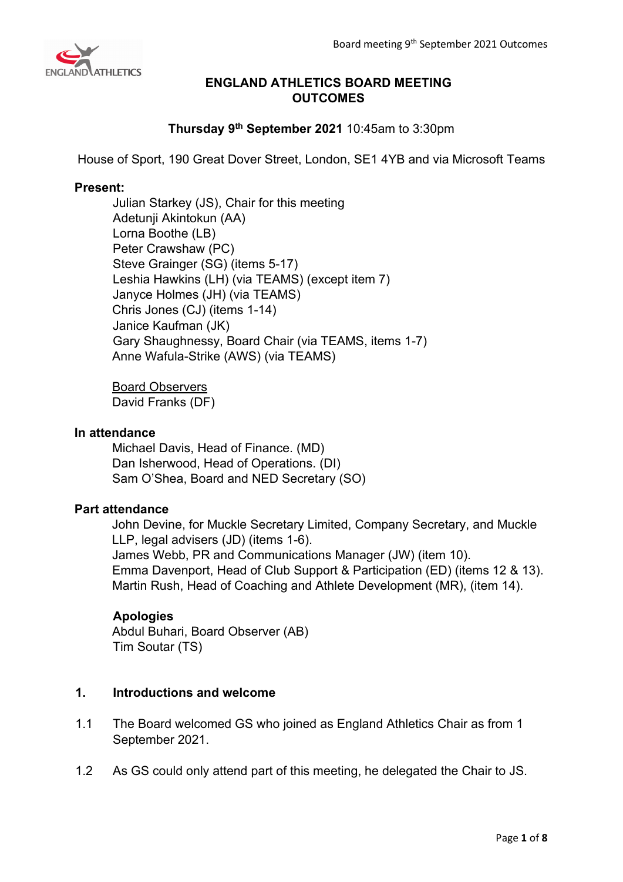# ENGLAND ATHLETICS BOARD MEETING OUTCOMES

**Thursday 9th September 2021** 10:45am to 3:30pm

House of Sport, 190 Great Dover Street, London, SE1 4YB and via Microsoft Teams

**Present:**

Julian Starkey (JS), Chair for this meeting
Adetunji Akintokun (AA)
Lorna Boothe (LB)
Peter Crawshaw (PC)
Steve Grainger (SG) (items 5-17)
Leshia Hawkins (LH) (via TEAMS) (except item 7)
Janyce Holmes (JH) (via TEAMS)
Chris Jones (CJ) (items 1-14)
Janice Kaufman (JK)
Gary Shaughnessy, Board Chair (via TEAMS, items 1-7)
Anne Wafula-Strike (AWS) (via TEAMS)

Board Observers
David Franks (DF)

**In attendance**

Michael Davis, Head of Finance. (MD)
Dan Isherwood, Head of Operations. (DI)
Sam O'Shea, Board and NED Secretary (SO)

**Part attendance**

John Devine, for Muckle Secretary Limited, Company Secretary, and Muckle LLP, legal advisers (JD) (items 1-6).
James Webb, PR and Communications Manager (JW) (item 10).
Emma Davenport, Head of Club Support & Participation (ED) (items 12 & 13).
Martin Rush, Head of Coaching and Athlete Development (MR), (item 14).

**Apologies**

Abdul Buhari, Board Observer (AB)
Tim Soutar (TS)

## 1. Introductions and welcome

1.1 The Board welcomed GS who joined as England Athletics Chair as from 1 September 2021.

1.2 As GS could only attend part of this meeting, he delegated the Chair to JS.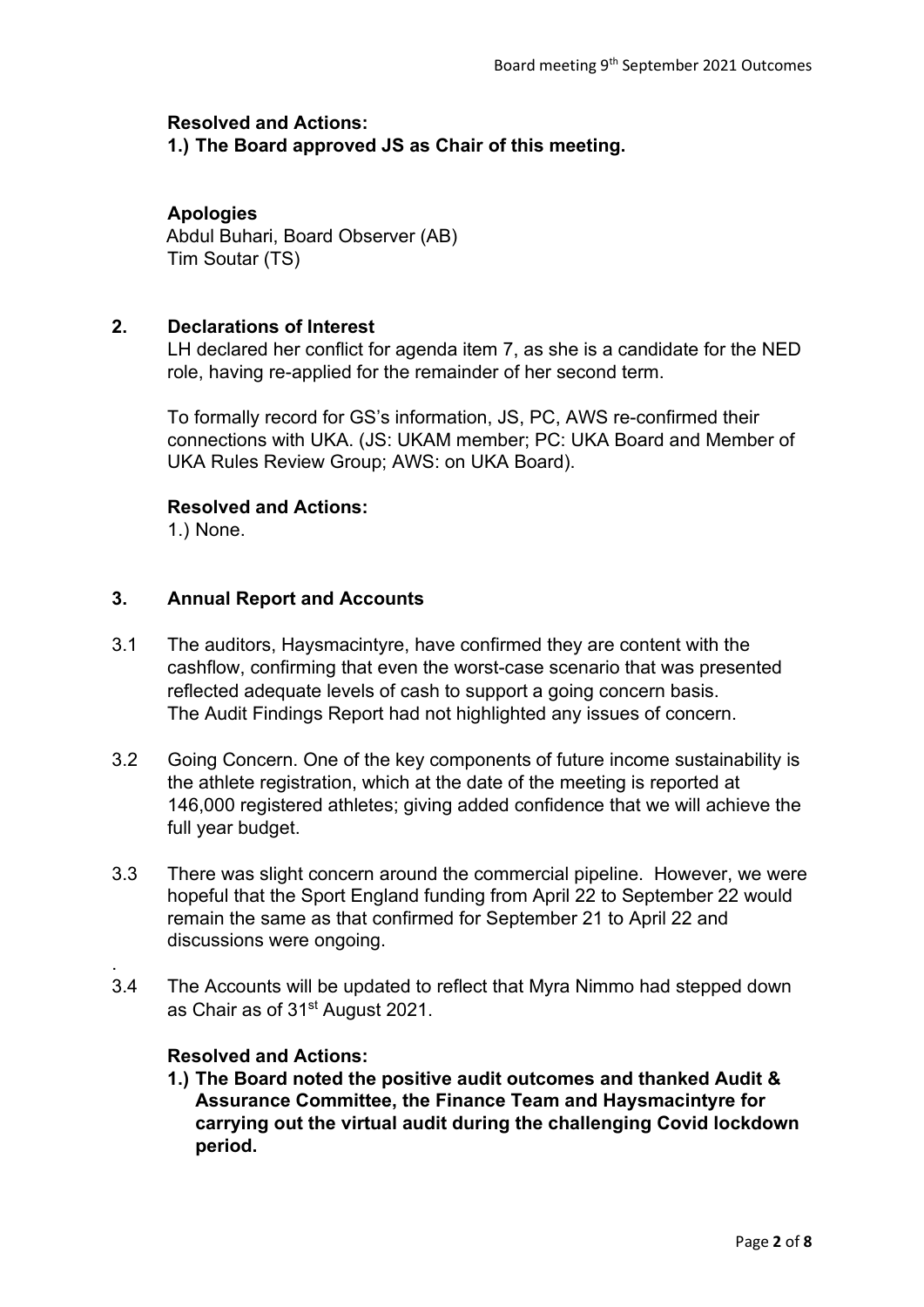**Resolved and Actions:**

**1.) The Board approved JS as Chair of this meeting.**

**Apologies**

Abdul Buhari, Board Observer (AB)
Tim Soutar (TS)

## 2. Declarations of Interest

LH declared her conflict for agenda item 7, as she is a candidate for the NED role, having re-applied for the remainder of her second term.

To formally record for GS's information, JS, PC, AWS re-confirmed their connections with UKA. (JS: UKAM member; PC: UKA Board and Member of UKA Rules Review Group; AWS: on UKA Board).

**Resolved and Actions:**

1.) None.

## 3. Annual Report and Accounts

3.1 The auditors, Haysmacintyre, have confirmed they are content with the cashflow, confirming that even the worst-case scenario that was presented reflected adequate levels of cash to support a going concern basis. The Audit Findings Report had not highlighted any issues of concern.

3.2 Going Concern. One of the key components of future income sustainability is the athlete registration, which at the date of the meeting is reported at 146,000 registered athletes; giving added confidence that we will achieve the full year budget.

3.3 There was slight concern around the commercial pipeline. However, we were hopeful that the Sport England funding from April 22 to September 22 would remain the same as that confirmed for September 21 to April 22 and discussions were ongoing.

.

3.4 The Accounts will be updated to reflect that Myra Nimmo had stepped down as Chair as of 31st August 2021.

**Resolved and Actions:**

**1.) The Board noted the positive audit outcomes and thanked Audit & Assurance Committee, the Finance Team and Haysmacintyre for carrying out the virtual audit during the challenging Covid lockdown period.**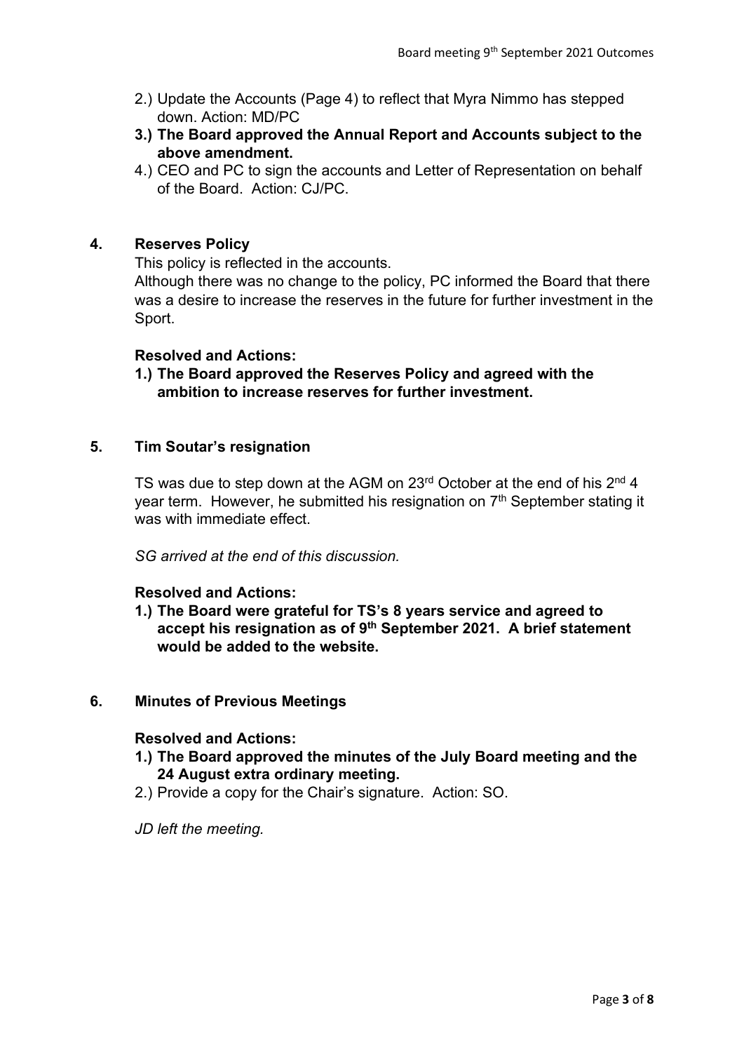2.) Update the Accounts (Page 4) to reflect that Myra Nimmo has stepped down. Action: MD/PC

**3.) The Board approved the Annual Report and Accounts subject to the above amendment.**

4.) CEO and PC to sign the accounts and Letter of Representation on behalf of the Board. Action: CJ/PC.

## 4. Reserves Policy

This policy is reflected in the accounts.

Although there was no change to the policy, PC informed the Board that there was a desire to increase the reserves in the future for further investment in the Sport.

**Resolved and Actions:**

**1.) The Board approved the Reserves Policy and agreed with the ambition to increase reserves for further investment.**

## 5. Tim Soutar's resignation

TS was due to step down at the AGM on 23rd October at the end of his 2nd 4 year term. However, he submitted his resignation on 7th September stating it was with immediate effect.

*SG arrived at the end of this discussion.*

**Resolved and Actions:**

**1.) The Board were grateful for TS's 8 years service and agreed to accept his resignation as of 9th September 2021. A brief statement would be added to the website.**

## 6. Minutes of Previous Meetings

**Resolved and Actions:**

**1.) The Board approved the minutes of the July Board meeting and the 24 August extra ordinary meeting.**

2.) Provide a copy for the Chair's signature. Action: SO.

*JD left the meeting.*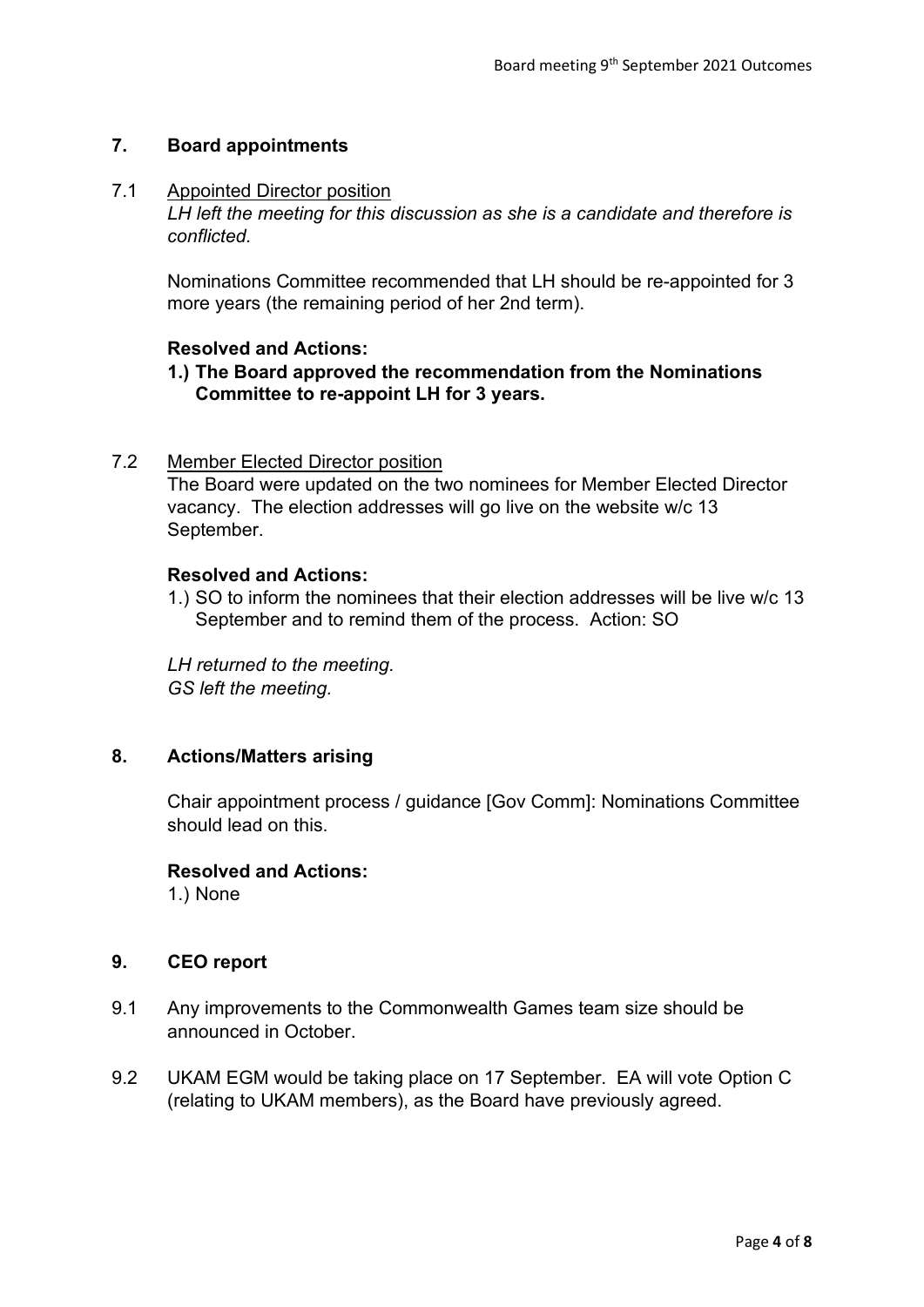## 7. Board appointments

7.1 Appointed Director position

*LH left the meeting for this discussion as she is a candidate and therefore is conflicted.*

Nominations Committee recommended that LH should be re-appointed for 3 more years (the remaining period of her 2nd term).

**Resolved and Actions:**

**1.) The Board approved the recommendation from the Nominations Committee to re-appoint LH for 3 years.**

7.2 Member Elected Director position

The Board were updated on the two nominees for Member Elected Director vacancy. The election addresses will go live on the website w/c 13 September.

**Resolved and Actions:**

1.) SO to inform the nominees that their election addresses will be live w/c 13 September and to remind them of the process. Action: SO

*LH returned to the meeting.*
*GS left the meeting.*

## 8. Actions/Matters arising

Chair appointment process / guidance [Gov Comm]: Nominations Committee should lead on this.

**Resolved and Actions:**

1.) None

## 9. CEO report

9.1 Any improvements to the Commonwealth Games team size should be announced in October.

9.2 UKAM EGM would be taking place on 17 September. EA will vote Option C (relating to UKAM members), as the Board have previously agreed.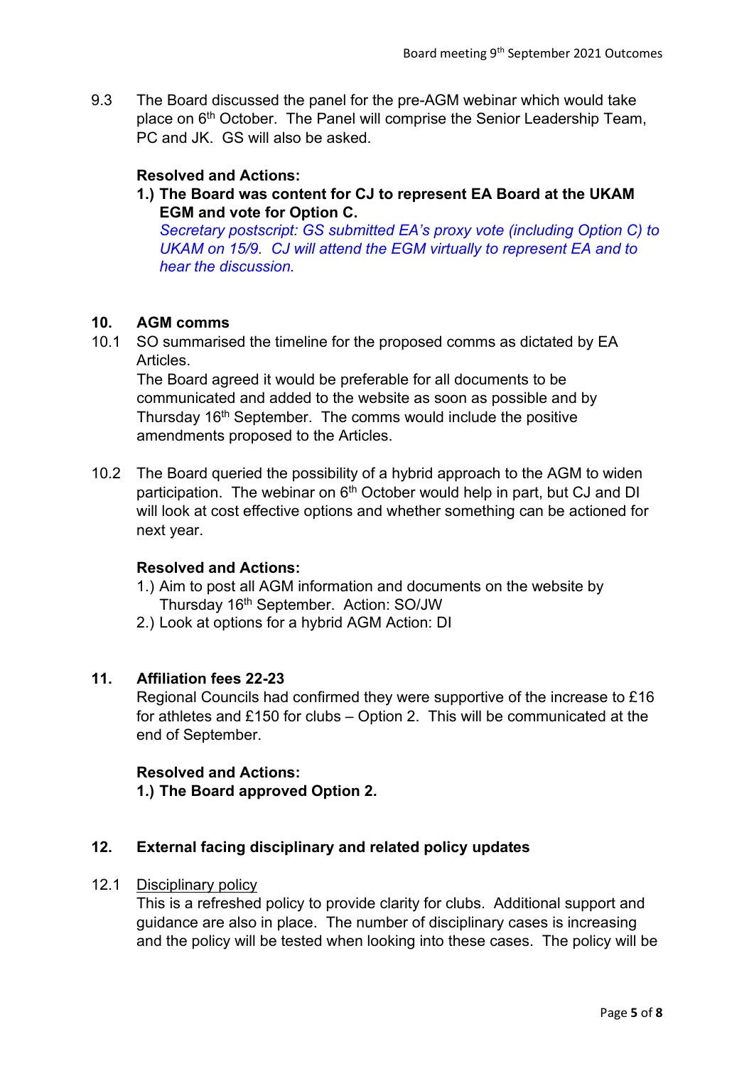9.3 The Board discussed the panel for the pre-AGM webinar which would take place on 6th October. The Panel will comprise the Senior Leadership Team, PC and JK. GS will also be asked.

**Resolved and Actions:**

1.) **The Board was content for CJ to represent EA Board at the UKAM EGM and vote for Option C.**
*Secretary postscript: GS submitted EA's proxy vote (including Option C) to UKAM on 15/9. CJ will attend the EGM virtually to represent EA and to hear the discussion.*

## 10. AGM comms

10.1 SO summarised the timeline for the proposed comms as dictated by EA Articles.
The Board agreed it would be preferable for all documents to be communicated and added to the website as soon as possible and by Thursday 16th September. The comms would include the positive amendments proposed to the Articles.

10.2 The Board queried the possibility of a hybrid approach to the AGM to widen participation. The webinar on 6th October would help in part, but CJ and DI will look at cost effective options and whether something can be actioned for next year.

**Resolved and Actions:**

1.) Aim to post all AGM information and documents on the website by Thursday 16th September. Action: SO/JW
2.) Look at options for a hybrid AGM Action: DI

## 11. Affiliation fees 22-23

Regional Councils had confirmed they were supportive of the increase to £16 for athletes and £150 for clubs – Option 2. This will be communicated at the end of September.

**Resolved and Actions:**

1.) **The Board approved Option 2.**

## 12. External facing disciplinary and related policy updates

12.1 Disciplinary policy
This is a refreshed policy to provide clarity for clubs. Additional support and guidance are also in place. The number of disciplinary cases is increasing and the policy will be tested when looking into these cases. The policy will be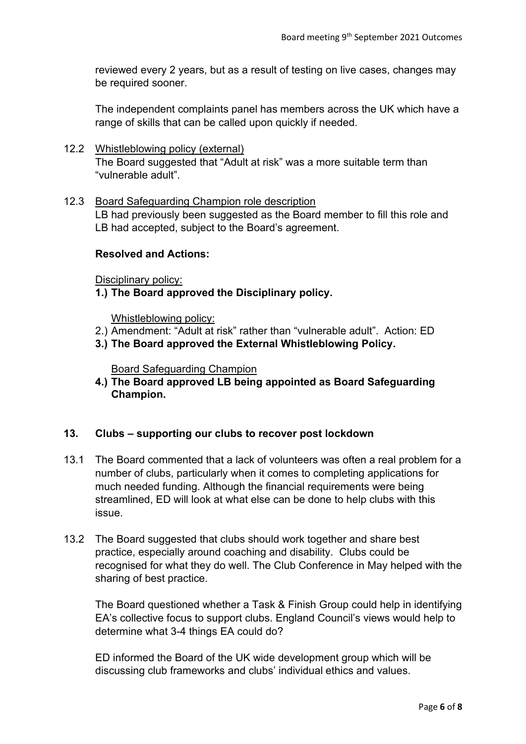reviewed every 2 years, but as a result of testing on live cases, changes may be required sooner.

The independent complaints panel has members across the UK which have a range of skills that can be called upon quickly if needed.

12.2 Whistleblowing policy (external)

The Board suggested that "Adult at risk" was a more suitable term than "vulnerable adult".

12.3 Board Safeguarding Champion role description

LB had previously been suggested as the Board member to fill this role and LB had accepted, subject to the Board's agreement.

**Resolved and Actions:**

Disciplinary policy:

**1.) The Board approved the Disciplinary policy.**

Whistleblowing policy:

2.) Amendment: "Adult at risk" rather than "vulnerable adult". Action: ED

**3.) The Board approved the External Whistleblowing Policy.**

Board Safeguarding Champion

**4.) The Board approved LB being appointed as Board Safeguarding Champion.**

## 13. Clubs – supporting our clubs to recover post lockdown

13.1 The Board commented that a lack of volunteers was often a real problem for a number of clubs, particularly when it comes to completing applications for much needed funding. Although the financial requirements were being streamlined, ED will look at what else can be done to help clubs with this issue.

13.2 The Board suggested that clubs should work together and share best practice, especially around coaching and disability. Clubs could be recognised for what they do well. The Club Conference in May helped with the sharing of best practice.

The Board questioned whether a Task & Finish Group could help in identifying EA's collective focus to support clubs. England Council's views would help to determine what 3-4 things EA could do?

ED informed the Board of the UK wide development group which will be discussing club frameworks and clubs' individual ethics and values.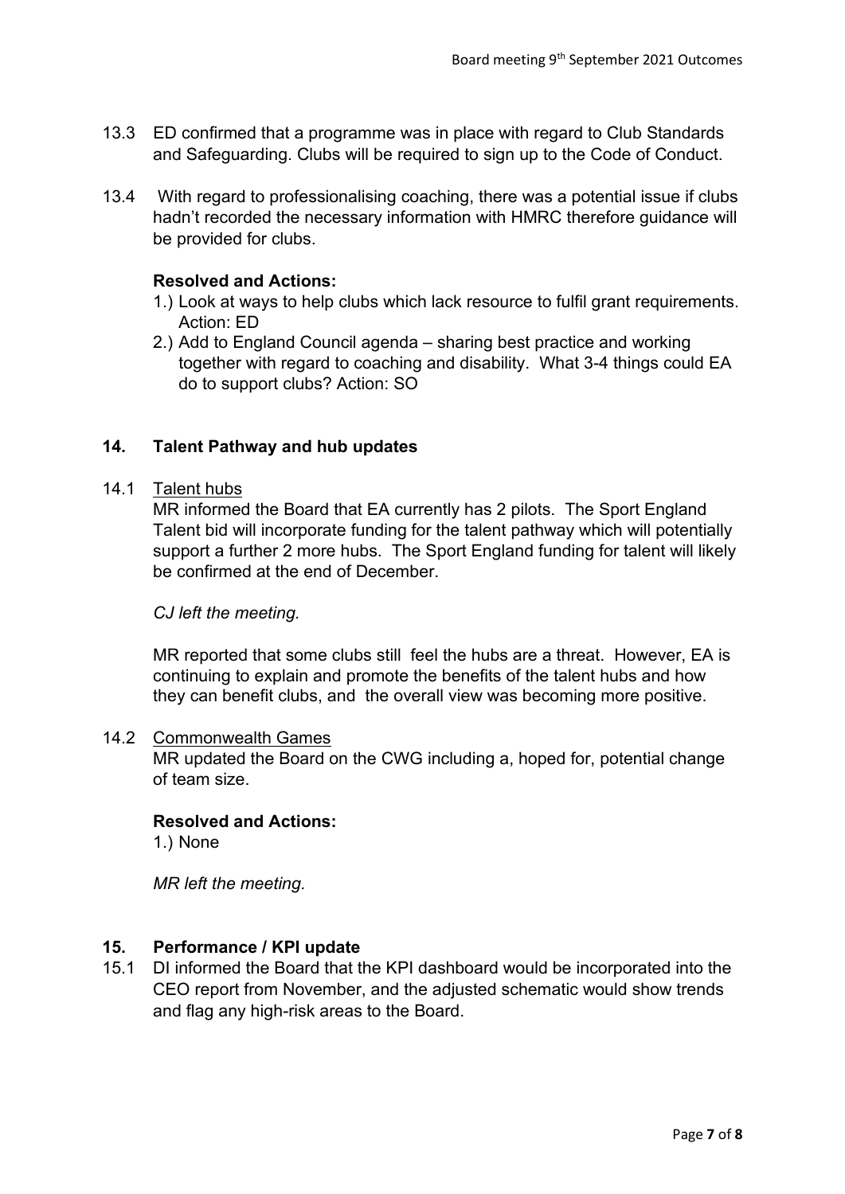13.3 ED confirmed that a programme was in place with regard to Club Standards and Safeguarding. Clubs will be required to sign up to the Code of Conduct.

13.4 With regard to professionalising coaching, there was a potential issue if clubs hadn't recorded the necessary information with HMRC therefore guidance will be provided for clubs.

**Resolved and Actions:**

1.) Look at ways to help clubs which lack resource to fulfil grant requirements. Action: ED
2.) Add to England Council agenda – sharing best practice and working together with regard to coaching and disability. What 3-4 things could EA do to support clubs? Action: SO

## 14. Talent Pathway and hub updates

14.1 Talent hubs

MR informed the Board that EA currently has 2 pilots. The Sport England Talent bid will incorporate funding for the talent pathway which will potentially support a further 2 more hubs. The Sport England funding for talent will likely be confirmed at the end of December.

*CJ left the meeting.*

MR reported that some clubs still feel the hubs are a threat. However, EA is continuing to explain and promote the benefits of the talent hubs and how they can benefit clubs, and the overall view was becoming more positive.

14.2 Commonwealth Games

MR updated the Board on the CWG including a, hoped for, potential change of team size.

**Resolved and Actions:**

1.) None

*MR left the meeting.*

## 15. Performance / KPI update

15.1 DI informed the Board that the KPI dashboard would be incorporated into the CEO report from November, and the adjusted schematic would show trends and flag any high-risk areas to the Board.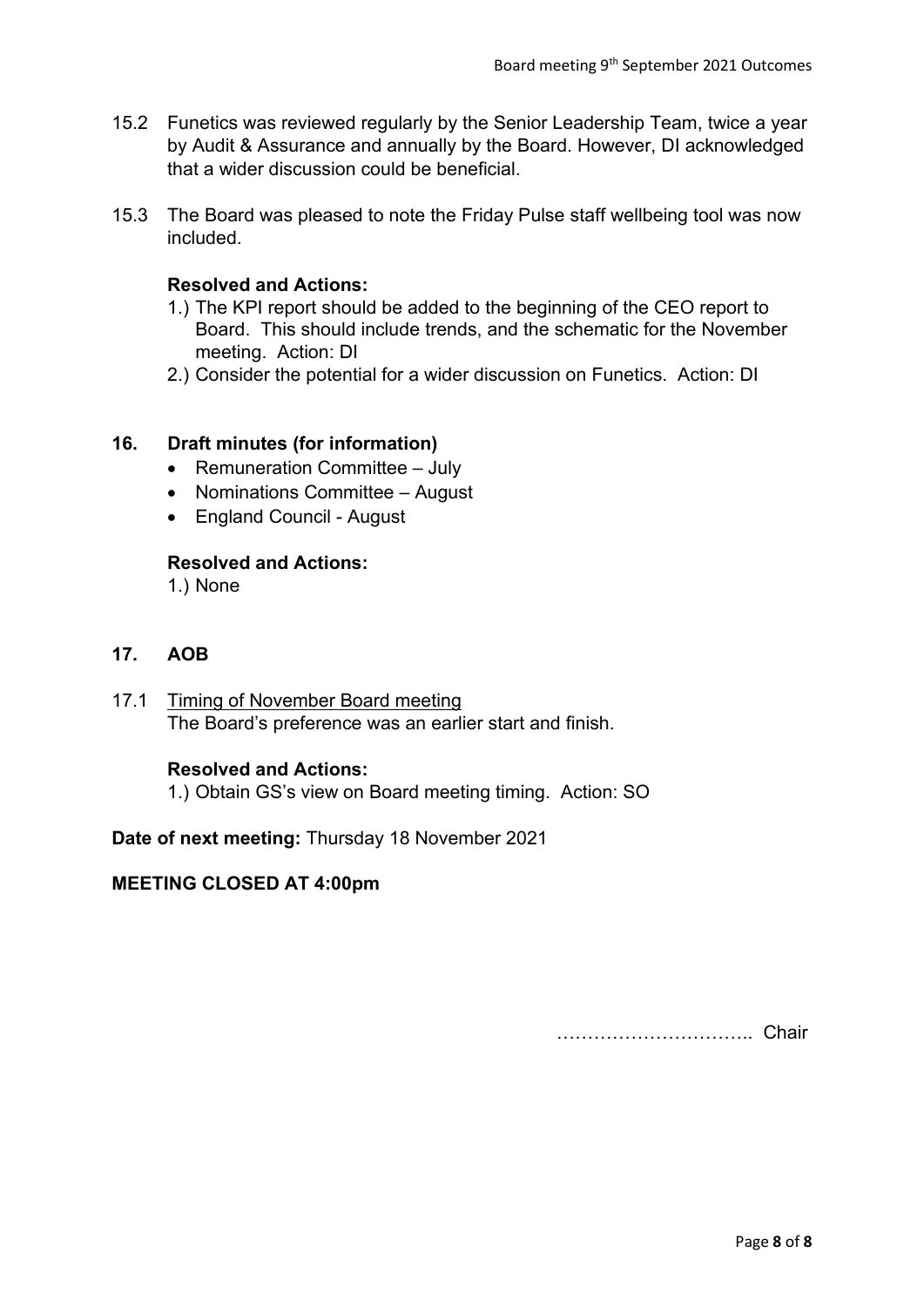15.2 Funetics was reviewed regularly by the Senior Leadership Team, twice a year by Audit & Assurance and annually by the Board. However, DI acknowledged that a wider discussion could be beneficial.

15.3 The Board was pleased to note the Friday Pulse staff wellbeing tool was now included.

**Resolved and Actions:**

1.) The KPI report should be added to the beginning of the CEO report to Board. This should include trends, and the schematic for the November meeting. Action: DI

2.) Consider the potential for a wider discussion on Funetics. Action: DI

## 16. Draft minutes (for information)

- Remuneration Committee – July
- Nominations Committee – August
- England Council - August

**Resolved and Actions:**

1.) None

## 17. AOB

17.1 Timing of November Board meeting

The Board's preference was an earlier start and finish.

**Resolved and Actions:**

1.) Obtain GS's view on Board meeting timing. Action: SO

**Date of next meeting:** Thursday 18 November 2021

**MEETING CLOSED AT 4:00pm**

………………………….. Chair